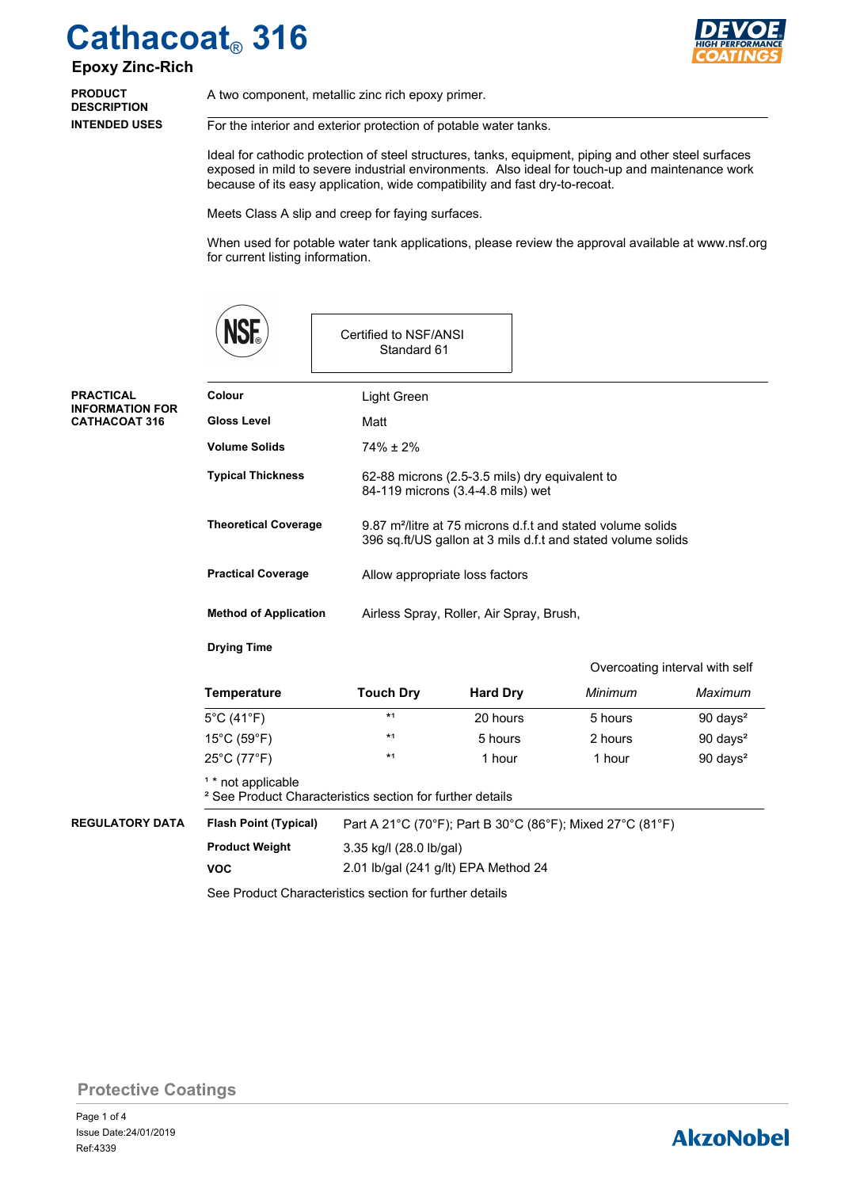# Cathacoat® 316

## Epoxy Zinc-Rich

**PRODUCT DESCRIPTION**

A two component, metallic zinc rich epoxy primer.

**INTENDED USES**

For the interior and exterior protection of potable water tanks.

Ideal for cathodic protection of steel structures, tanks, equipment, piping and other steel surfaces exposed in mild to severe industrial environments. Also ideal for touch-up and maintenance work because of its easy application, wide compatibility and fast dry-to-recoat.

Meets Class A slip and creep for faying surfaces.

When used for potable water tank applications, please review the approval available at www.nsf.org for current listing information.

NSF®

Certified to NSF/ANSI Standard 61

**PRACTICAL INFORMATION FOR CATHACOAT 316**

| | |
|---|---|
| **Colour** | Light Green |
| **Gloss Level** | Matt |
| **Volume Solids** | 74% ± 2% |
| **Typical Thickness** | 62-88 microns (2.5-3.5 mils) dry equivalent to 84-119 microns (3.4-4.8 mils) wet |
| **Theoretical Coverage** | 9.87 m²/litre at 75 microns d.f.t and stated volume solids<br>396 sq.ft/US gallon at 3 mils d.f.t and stated volume solids |
| **Practical Coverage** | Allow appropriate loss factors |
| **Method of Application** | Airless Spray, Roller, Air Spray, Brush, |

**Drying Time**

| | | | Overcoating interval with self | |
|---|---|---|---|---|
| **Temperature** | **Touch Dry** | **Hard Dry** | *Minimum* | *Maximum* |
| 5°C (41°F) | *1 | 20 hours | 5 hours | 90 days² |
| 15°C (59°F) | *1 | 5 hours | 2 hours | 90 days² |
| 25°C (77°F) | *1 | 1 hour | 1 hour | 90 days² |

¹ * not applicable
² See Product Characteristics section for further details

**REGULATORY DATA**

| | |
|---|---|
| **Flash Point (Typical)** | Part A 21°C (70°F); Part B 30°C (86°F); Mixed 27°C (81°F) |
| **Product Weight** | 3.35 kg/l (28.0 lb/gal) |
| **VOC** | 2.01 lb/gal (241 g/lt) EPA Method 24 |

See Product Characteristics section for further details

Protective Coatings

Issue Date:24/01/2019
Ref:4339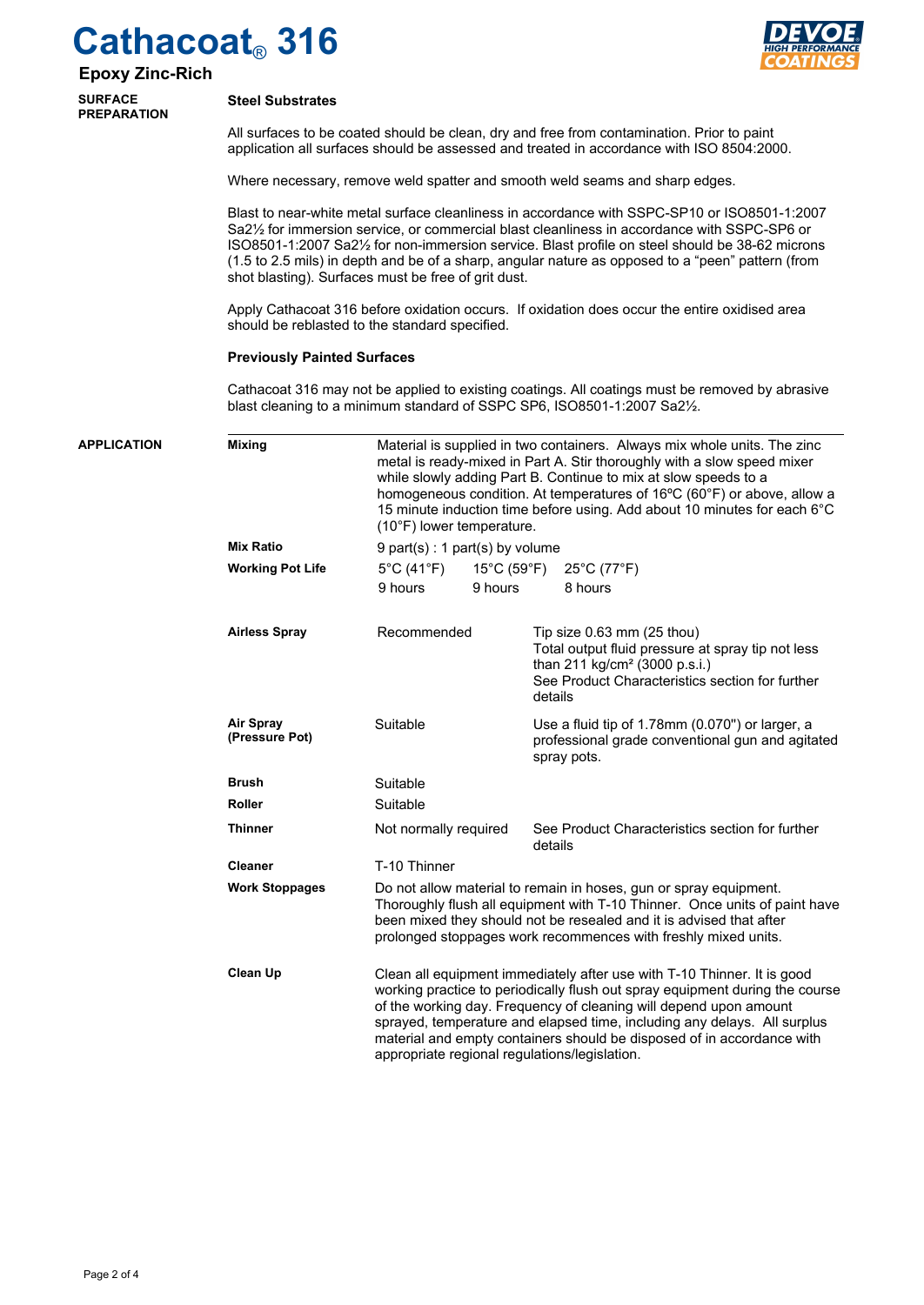# Cathacoat® 316

## Epoxy Zinc-Rich

### SURFACE PREPARATION

**Steel Substrates**

All surfaces to be coated should be clean, dry and free from contamination. Prior to paint application all surfaces should be assessed and treated in accordance with ISO 8504:2000.

Where necessary, remove weld spatter and smooth weld seams and sharp edges.

Blast to near-white metal surface cleanliness in accordance with SSPC-SP10 or ISO8501-1:2007 Sa2½ for immersion service, or commercial blast cleanliness in accordance with SSPC-SP6 or ISO8501-1:2007 Sa2½ for non-immersion service. Blast profile on steel should be 38-62 microns (1.5 to 2.5 mils) in depth and be of a sharp, angular nature as opposed to a "peen" pattern (from shot blasting). Surfaces must be free of grit dust.

Apply Cathacoat 316 before oxidation occurs. If oxidation does occur the entire oxidised area should be reblasted to the standard specified.

**Previously Painted Surfaces**

Cathacoat 316 may not be applied to existing coatings. All coatings must be removed by abrasive blast cleaning to a minimum standard of SSPC SP6, ISO8501-1:2007 Sa2½.

### APPLICATION

| | | |
|---|---|---|
| **Mixing** | Material is supplied in two containers. Always mix whole units. The zinc metal is ready-mixed in Part A. Stir thoroughly with a slow speed mixer while slowly adding Part B. Continue to mix at slow speeds to a homogeneous condition. At temperatures of 16ºC (60°F) or above, allow a 15 minute induction time before using. Add about 10 minutes for each 6°C (10°F) lower temperature. | |
| **Mix Ratio** | 9 part(s) : 1 part(s) by volume | |
| **Working Pot Life** | 5°C (41°F): 9 hours; 15°C (59°F): 9 hours; 25°C (77°F): 8 hours | |
| **Airless Spray** | Recommended | Tip size 0.63 mm (25 thou)<br>Total output fluid pressure at spray tip not less than 211 kg/cm² (3000 p.s.i.)<br>See Product Characteristics section for further details |
| **Air Spray (Pressure Pot)** | Suitable | Use a fluid tip of 1.78mm (0.070") or larger, a professional grade conventional gun and agitated spray pots. |
| **Brush** | Suitable | |
| **Roller** | Suitable | |
| **Thinner** | Not normally required | See Product Characteristics section for further details |
| **Cleaner** | T-10 Thinner | |
| **Work Stoppages** | Do not allow material to remain in hoses, gun or spray equipment. Thoroughly flush all equipment with T-10 Thinner. Once units of paint have been mixed they should not be resealed and it is advised that after prolonged stoppages work recommences with freshly mixed units. | |
| **Clean Up** | Clean all equipment immediately after use with T-10 Thinner. It is good working practice to periodically flush out spray equipment during the course of the working day. Frequency of cleaning will depend upon amount sprayed, temperature and elapsed time, including any delays. All surplus material and empty containers should be disposed of in accordance with appropriate regional regulations/legislation. | |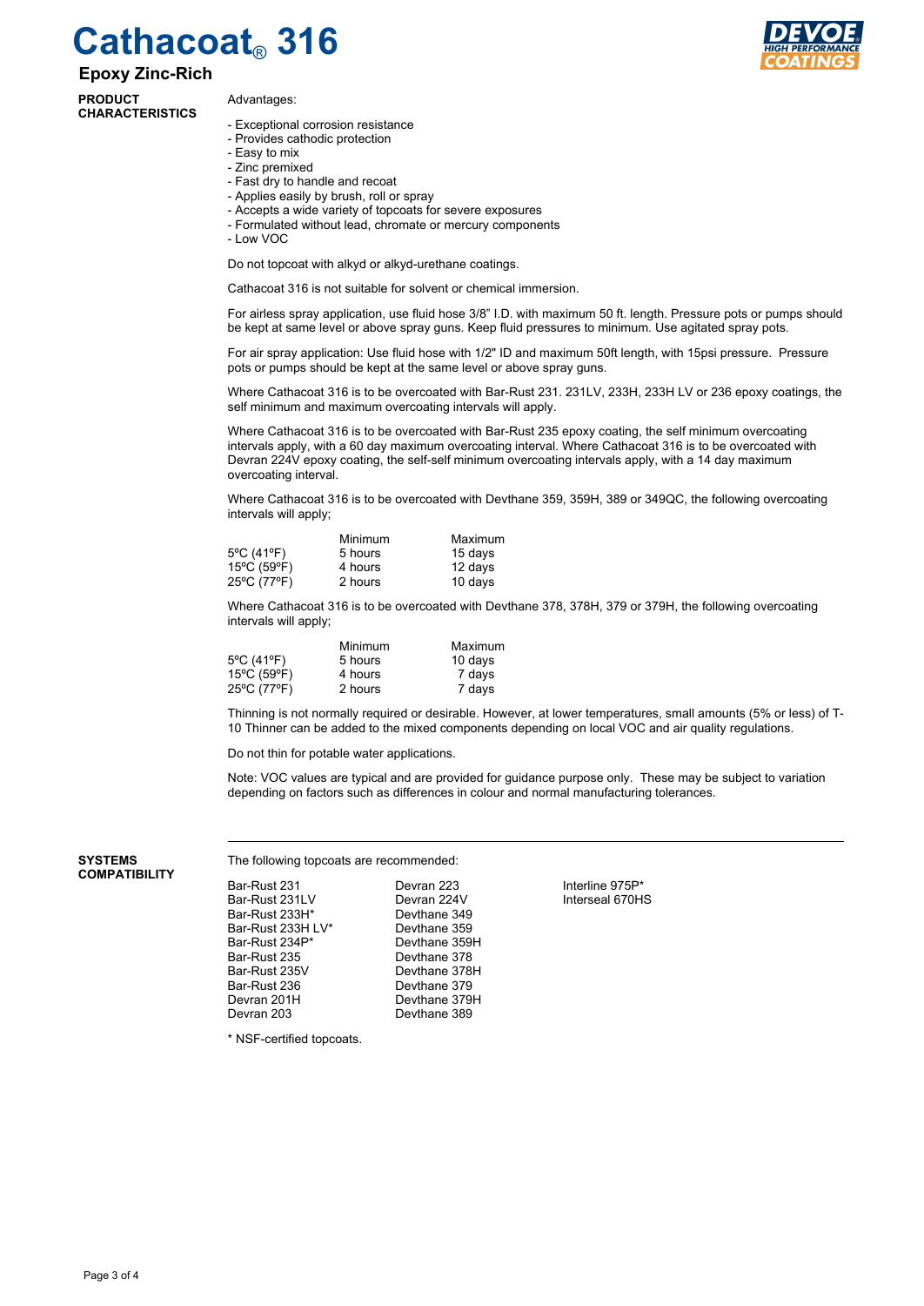# Cathacoat® 316

## Epoxy Zinc-Rich

**PRODUCT CHARACTERISTICS**

Advantages:

- Exceptional corrosion resistance
- Provides cathodic protection
- Easy to mix
- Zinc premixed
- Fast dry to handle and recoat
- Applies easily by brush, roll or spray
- Accepts a wide variety of topcoats for severe exposures
- Formulated without lead, chromate or mercury components
- Low VOC

Do not topcoat with alkyd or alkyd-urethane coatings.

Cathacoat 316 is not suitable for solvent or chemical immersion.

For airless spray application, use fluid hose 3/8" I.D. with maximum 50 ft. length. Pressure pots or pumps should be kept at same level or above spray guns. Keep fluid pressures to minimum. Use agitated spray pots.

For air spray application: Use fluid hose with 1/2" ID and maximum 50ft length, with 15psi pressure. Pressure pots or pumps should be kept at the same level or above spray guns.

Where Cathacoat 316 is to be overcoated with Bar-Rust 231. 231LV, 233H, 233H LV or 236 epoxy coatings, the self minimum and maximum overcoating intervals will apply.

Where Cathacoat 316 is to be overcoated with Bar-Rust 235 epoxy coating, the self minimum overcoating intervals apply, with a 60 day maximum overcoating interval. Where Cathacoat 316 is to be overcoated with Devran 224V epoxy coating, the self-self minimum overcoating intervals apply, with a 14 day maximum overcoating interval.

Where Cathacoat 316 is to be overcoated with Devthane 359, 359H, 389 or 349QC, the following overcoating intervals will apply;

| | Minimum | Maximum |
|---|---|---|
| 5ºC (41ºF) | 5 hours | 15 days |
| 15ºC (59ºF) | 4 hours | 12 days |
| 25ºC (77ºF) | 2 hours | 10 days |

Where Cathacoat 316 is to be overcoated with Devthane 378, 378H, 379 or 379H, the following overcoating intervals will apply;

| | Minimum | Maximum |
|---|---|---|
| 5ºC (41ºF) | 5 hours | 10 days |
| 15ºC (59ºF) | 4 hours | 7 days |
| 25ºC (77ºF) | 2 hours | 7 days |

Thinning is not normally required or desirable. However, at lower temperatures, small amounts (5% or less) of T-10 Thinner can be added to the mixed components depending on local VOC and air quality regulations.

Do not thin for potable water applications.

Note: VOC values are typical and are provided for guidance purpose only. These may be subject to variation depending on factors such as differences in colour and normal manufacturing tolerances.

**SYSTEMS COMPATIBILITY**

The following topcoats are recommended:

| | | |
|---|---|---|
| Bar-Rust 231 | Devran 223 | Interline 975P* |
| Bar-Rust 231LV | Devran 224V | Interseal 670HS |
| Bar-Rust 233H* | Devthane 349 | |
| Bar-Rust 233H LV* | Devthane 359 | |
| Bar-Rust 234P* | Devthane 359H | |
| Bar-Rust 235 | Devthane 378 | |
| Bar-Rust 235V | Devthane 378H | |
| Bar-Rust 236 | Devthane 379 | |
| Devran 201H | Devthane 379H | |
| Devran 203 | Devthane 389 | |

* NSF-certified topcoats.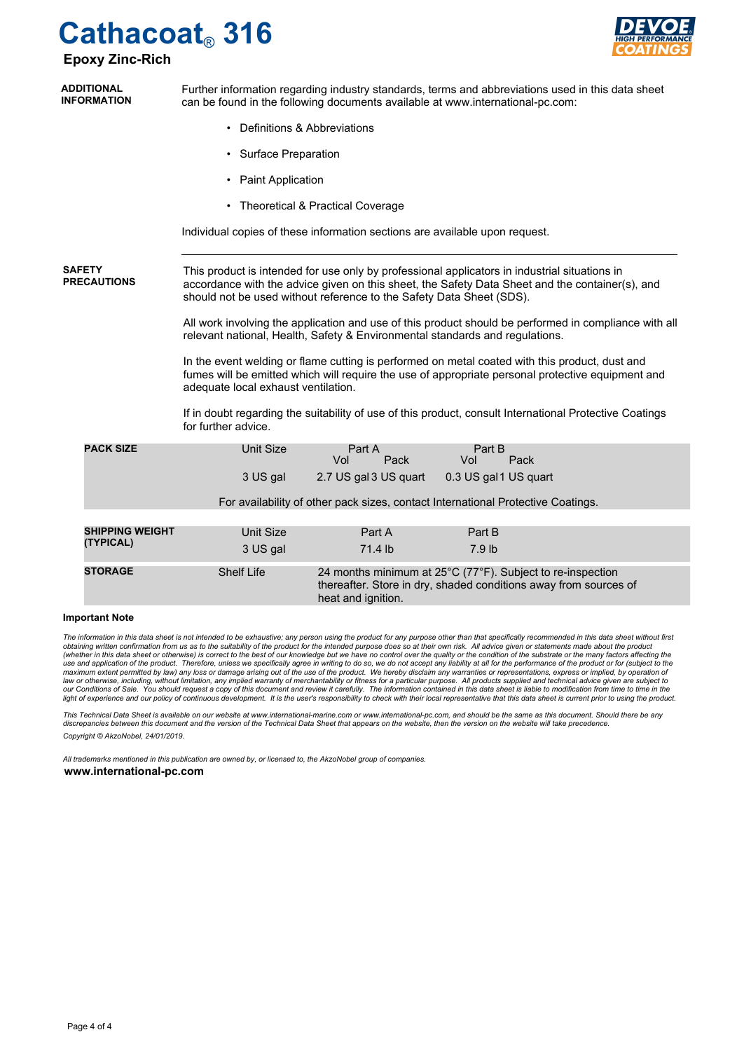# Cathacoat® 316

**Epoxy Zinc-Rich**

**ADDITIONAL INFORMATION**

Further information regarding industry standards, terms and abbreviations used in this data sheet can be found in the following documents available at www.international-pc.com:

- Definitions & Abbreviations
- Surface Preparation
- Paint Application
- Theoretical & Practical Coverage

Individual copies of these information sections are available upon request.

**SAFETY PRECAUTIONS**

This product is intended for use only by professional applicators in industrial situations in accordance with the advice given on this sheet, the Safety Data Sheet and the container(s), and should not be used without reference to the Safety Data Sheet (SDS).

All work involving the application and use of this product should be performed in compliance with all relevant national, Health, Safety & Environmental standards and regulations.

In the event welding or flame cutting is performed on metal coated with this product, dust and fumes will be emitted which will require the use of appropriate personal protective equipment and adequate local exhaust ventilation.

If in doubt regarding the suitability of use of this product, consult International Protective Coatings for further advice.

| **PACK SIZE** | Unit Size | Part A | | Part B | |
|---|---|---|---|---|---|
| | | Vol | Pack | Vol | Pack |
| | 3 US gal | 2.7 US gal | 3 US quart | 0.3 US gal | 1 US quart |

For availability of other pack sizes, contact International Protective Coatings.

| **SHIPPING WEIGHT (TYPICAL)** | Unit Size | Part A | Part B |
|---|---|---|---|
| | 3 US gal | 71.4 lb | 7.9 lb |

| | | |
|---|---|---|
| **STORAGE** | Shelf Life | 24 months minimum at 25°C (77°F). Subject to re-inspection thereafter. Store in dry, shaded conditions away from sources of heat and ignition. |

**Important Note**

*The information in this data sheet is not intended to be exhaustive; any person using the product for any purpose other than that specifically recommended in this data sheet without first obtaining written confirmation from us as to the suitability of the product for the intended purpose does so at their own risk. All advice given or statements made about the product (whether in this data sheet or otherwise) is correct to the best of our knowledge but we have no control over the quality or the condition of the substrate or the many factors affecting the use and application of the product. Therefore, unless we specifically agree in writing to do so, we do not accept any liability at all for the performance of the product or for (subject to the maximum extent permitted by law) any loss or damage arising out of the use of the product. We hereby disclaim any warranties or representations, express or implied, by operation of law or otherwise, including, without limitation, any implied warranty of merchantability or fitness for a particular purpose. All products supplied and technical advice given are subject to our Conditions of Sale. You should request a copy of this document and review it carefully. The information contained in this data sheet is liable to modification from time to time in the light of experience and our policy of continuous development. It is the user's responsibility to check with their local representative that this data sheet is current prior to using the product.*

*This Technical Data Sheet is available on our website at www.international-marine.com or www.international-pc.com, and should be the same as this document. Should there be any discrepancies between this document and the version of the Technical Data Sheet that appears on the website, then the version on the website will take precedence.*

*Copyright © AkzoNobel, 24/01/2019.*

*All trademarks mentioned in this publication are owned by, or licensed to, the AkzoNobel group of companies.*

**www.international-pc.com**